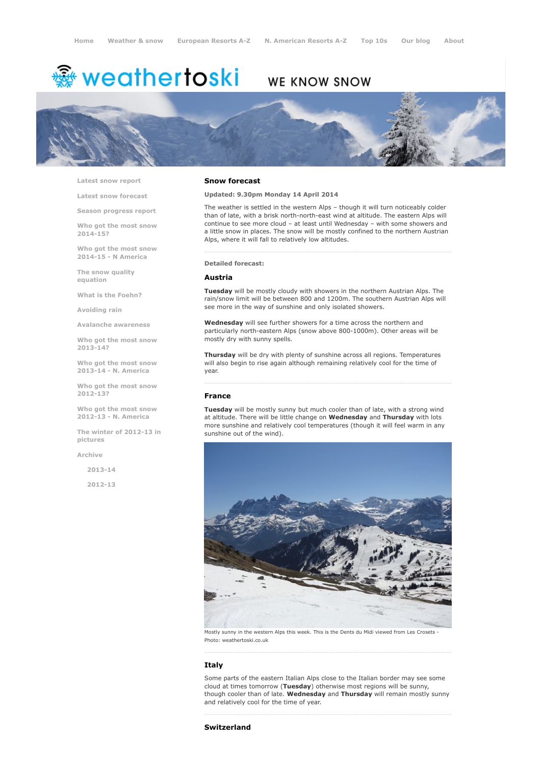Home   Weather & snow   European Resorts A-Z   N. American Resorts A-Z   Top 10s   Our blog   About

weathertoski WE KNOW SNOW

- Latest snow report
- Latest snow forecast
- Season progress report
- Who got the most snow 2014-15?
- Who got the most snow 2014-15 - N America
- The snow quality equation
- What is the Foehn?
- Avoiding rain
- Avalanche awareness
- Who got the most snow 2013-14?
- Who got the most snow 2013-14 - N. America
- Who got the most snow 2012-13?
- Who got the most snow 2012-13 - N. America
- The winter of 2012-13 in pictures
- Archive
  - 2013-14
  - 2012-13

## Snow forecast

**Updated: 9.30pm Monday 14 April 2014**

The weather is settled in the western Alps – though it will turn noticeably colder than of late, with a brisk north-north-east wind at altitude. The eastern Alps will continue to see more cloud – at least until Wednesday – with some showers and a little snow in places. The snow will be mostly confined to the northern Austrian Alps, where it will fall to relatively low altitudes.

**Detailed forecast:**

### Austria

**Tuesday** will be mostly cloudy with showers in the northern Austrian Alps. The rain/snow limit will be between 800 and 1200m. The southern Austrian Alps will see more in the way of sunshine and only isolated showers.

**Wednesday** will see further showers for a time across the northern and particularly north-eastern Alps (snow above 800-1000m). Other areas will be mostly dry with sunny spells.

**Thursday** will be dry with plenty of sunshine across all regions. Temperatures will also begin to rise again although remaining relatively cool for the time of year.

### France

**Tuesday** will be mostly sunny but much cooler than of late, with a strong wind at altitude. There will be little change on **Wednesday** and **Thursday** with lots more sunshine and relatively cool temperatures (though it will feel warm in any sunshine out of the wind).

Mostly sunny in the western Alps this week. This is the Dents du Midi viewed from Les Crosets - Photo: weathertoski.co.uk

### Italy

Some parts of the eastern Italian Alps close to the Italian border may see some cloud at times tomorrow (**Tuesday**) otherwise most regions will be sunny, though cooler than of late. **Wednesday** and **Thursday** will remain mostly sunny and relatively cool for the time of year.

### Switzerland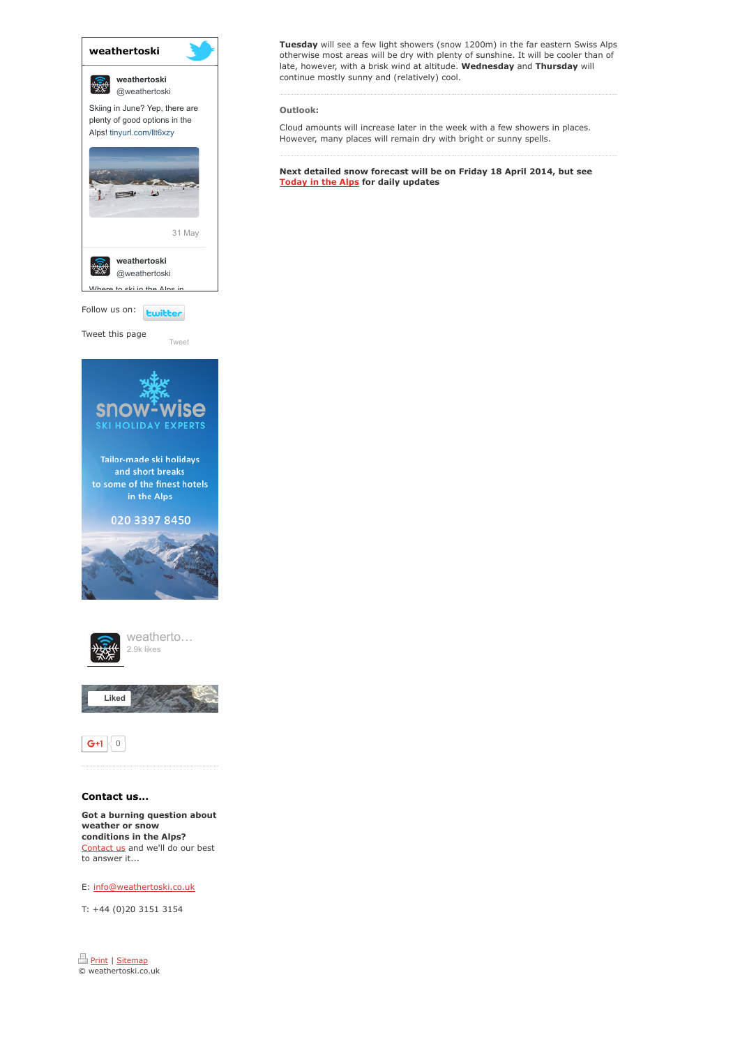**Tuesday** will see a few light showers (snow 1200m) in the far eastern Swiss Alps otherwise most areas will be dry with plenty of sunshine. It will be cooler than of late, however, with a brisk wind at altitude. **Wednesday** and **Thursday** will continue mostly sunny and (relatively) cool.

**Outlook:**

Cloud amounts will increase later in the week with a few showers in places. However, many places will remain dry with bright or sunny spells.

**Next detailed snow forecast will be on Friday 18 April 2014, but see Today in the Alps for daily updates**

weathertoski

weathertoski
@weathertoski

Skiing in June? Yep, there are plenty of good options in the Alps! tinyurl.com/llt6xzy

31 May

weathertoski
@weathertoski

Where to ski in the Alps in

Follow us on: twitter

Tweet this page

Tweet

snow-wise
SKI HOLIDAY EXPERTS

Tailor-made ski holidays and short breaks to some of the finest hotels in the Alps

020 3397 8450

weatherto...
2.9k likes

Liked

G+1 0

**Contact us...**

**Got a burning question about weather or snow conditions in the Alps?**
Contact us and we'll do our best to answer it...

E: info@weathertoski.co.uk

T: +44 (0)20 3151 3154

Print | Sitemap
© weathertoski.co.uk